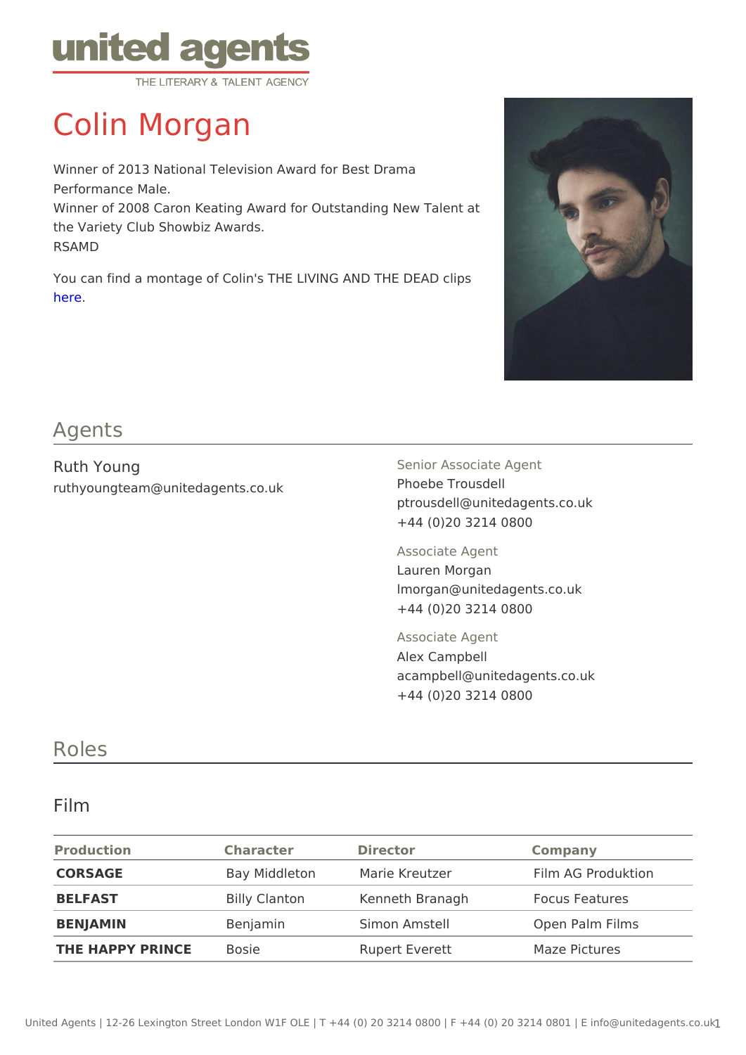united agents
THE LITERARY & TALENT AGENCY

# Colin Morgan

Winner of 2013 National Television Award for Best Drama Performance Male.
Winner of 2008 Caron Keating Award for Outstanding New Talent at the Variety Club Showbiz Awards.
RSAMD

You can find a montage of Colin's THE LIVING AND THE DEAD clips here.

## Agents

Ruth Young
ruthyoungteam@unitedagents.co.uk

Senior Associate Agent
Phoebe Trousdell
ptrousdell@unitedagents.co.uk
+44 (0)20 3214 0800

Associate Agent
Lauren Morgan
lmorgan@unitedagents.co.uk
+44 (0)20 3214 0800

Associate Agent
Alex Campbell
acampbell@unitedagents.co.uk
+44 (0)20 3214 0800

## Roles

### Film

| Production | Character | Director | Company |
| --- | --- | --- | --- |
| **CORSAGE** | Bay Middleton | Marie Kreutzer | Film AG Produktion |
| **BELFAST** | Billy Clanton | Kenneth Branagh | Focus Features |
| **BENJAMIN** | Benjamin | Simon Amstell | Open Palm Films |
| **THE HAPPY PRINCE** | Bosie | Rupert Everett | Maze Pictures |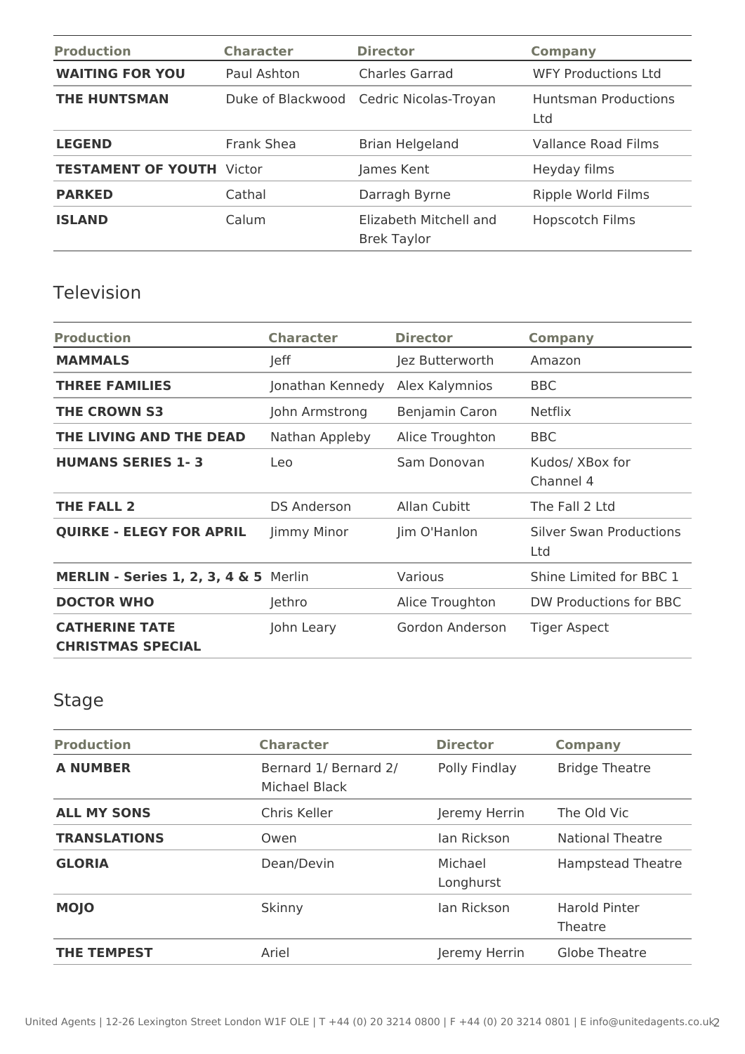| Production | Character | Director | Company |
| --- | --- | --- | --- |
| **WAITING FOR YOU** | Paul Ashton | Charles Garrad | WFY Productions Ltd |
| **THE HUNTSMAN** | Duke of Blackwood | Cedric Nicolas-Troyan | Huntsman Productions Ltd |
| **LEGEND** | Frank Shea | Brian Helgeland | Vallance Road Films |
| **TESTAMENT OF YOUTH** | Victor | James Kent | Heyday films |
| **PARKED** | Cathal | Darragh Byrne | Ripple World Films |
| **ISLAND** | Calum | Elizabeth Mitchell and Brek Taylor | Hopscotch Films |

## Television

| Production | Character | Director | Company |
| --- | --- | --- | --- |
| **MAMMALS** | Jeff | Jez Butterworth | Amazon |
| **THREE FAMILIES** | Jonathan Kennedy | Alex Kalymnios | BBC |
| **THE CROWN S3** | John Armstrong | Benjamin Caron | Netflix |
| **THE LIVING AND THE DEAD** | Nathan Appleby | Alice Troughton | BBC |
| **HUMANS SERIES 1- 3** | Leo | Sam Donovan | Kudos/ XBox for Channel 4 |
| **THE FALL 2** | DS Anderson | Allan Cubitt | The Fall 2 Ltd |
| **QUIRKE - ELEGY FOR APRIL** | Jimmy Minor | Jim O'Hanlon | Silver Swan Productions Ltd |
| **MERLIN - Series 1, 2, 3, 4 & 5** | Merlin | Various | Shine Limited for BBC 1 |
| **DOCTOR WHO** | Jethro | Alice Troughton | DW Productions for BBC |
| **CATHERINE TATE CHRISTMAS SPECIAL** | John Leary | Gordon Anderson | Tiger Aspect |

## Stage

| Production | Character | Director | Company |
| --- | --- | --- | --- |
| **A NUMBER** | Bernard 1/ Bernard 2/ Michael Black | Polly Findlay | Bridge Theatre |
| **ALL MY SONS** | Chris Keller | Jeremy Herrin | The Old Vic |
| **TRANSLATIONS** | Owen | Ian Rickson | National Theatre |
| **GLORIA** | Dean/Devin | Michael Longhurst | Hampstead Theatre |
| **MOJO** | Skinny | Ian Rickson | Harold Pinter Theatre |
| **THE TEMPEST** | Ariel | Jeremy Herrin | Globe Theatre |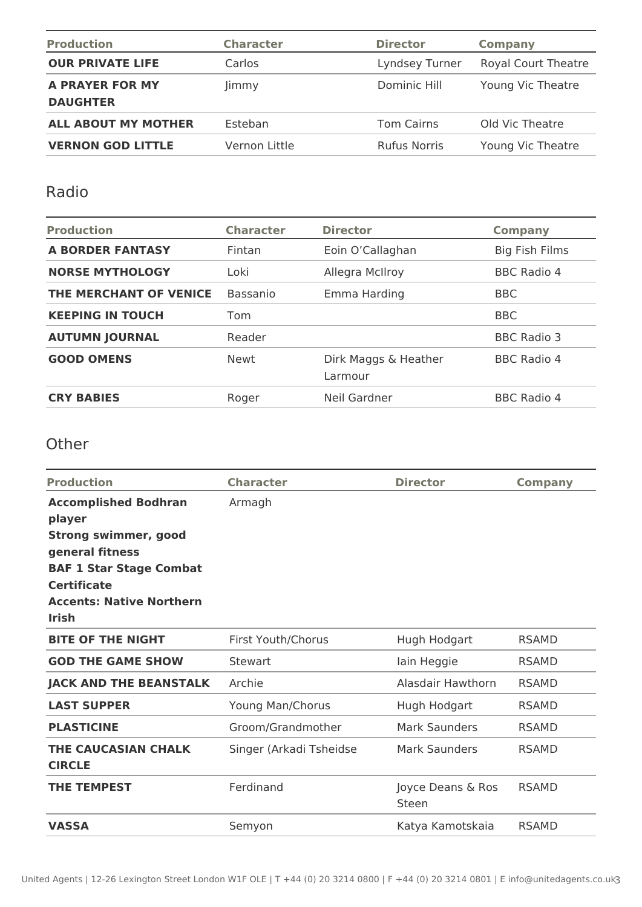| Production | Character | Director | Company |
| --- | --- | --- | --- |
| **OUR PRIVATE LIFE** | Carlos | Lyndsey Turner | Royal Court Theatre |
| **A PRAYER FOR MY DAUGHTER** | Jimmy | Dominic Hill | Young Vic Theatre |
| **ALL ABOUT MY MOTHER** | Esteban | Tom Cairns | Old Vic Theatre |
| **VERNON GOD LITTLE** | Vernon Little | Rufus Norris | Young Vic Theatre |

## Radio

| Production | Character | Director | Company |
| --- | --- | --- | --- |
| **A BORDER FANTASY** | Fintan | Eoin O'Callaghan | Big Fish Films |
| **NORSE MYTHOLOGY** | Loki | Allegra McIlroy | BBC Radio 4 |
| **THE MERCHANT OF VENICE** | Bassanio | Emma Harding | BBC |
| **KEEPING IN TOUCH** | Tom | | BBC |
| **AUTUMN JOURNAL** | Reader | | BBC Radio 3 |
| **GOOD OMENS** | Newt | Dirk Maggs & Heather Larmour | BBC Radio 4 |
| **CRY BABIES** | Roger | Neil Gardner | BBC Radio 4 |

## Other

| Production | Character | Director | Company |
| --- | --- | --- | --- |
| **Accomplished Bodhran player Strong swimmer, good general fitness BAF 1 Star Stage Combat Certificate Accents: Native Northern Irish** | Armagh | | |
| **BITE OF THE NIGHT** | First Youth/Chorus | Hugh Hodgart | RSAMD |
| **GOD THE GAME SHOW** | Stewart | Iain Heggie | RSAMD |
| **JACK AND THE BEANSTALK** | Archie | Alasdair Hawthorn | RSAMD |
| **LAST SUPPER** | Young Man/Chorus | Hugh Hodgart | RSAMD |
| **PLASTICINE** | Groom/Grandmother | Mark Saunders | RSAMD |
| **THE CAUCASIAN CHALK CIRCLE** | Singer (Arkadi Tsheidse | Mark Saunders | RSAMD |
| **THE TEMPEST** | Ferdinand | Joyce Deans & Ros Steen | RSAMD |
| **VASSA** | Semyon | Katya Kamotskaia | RSAMD |